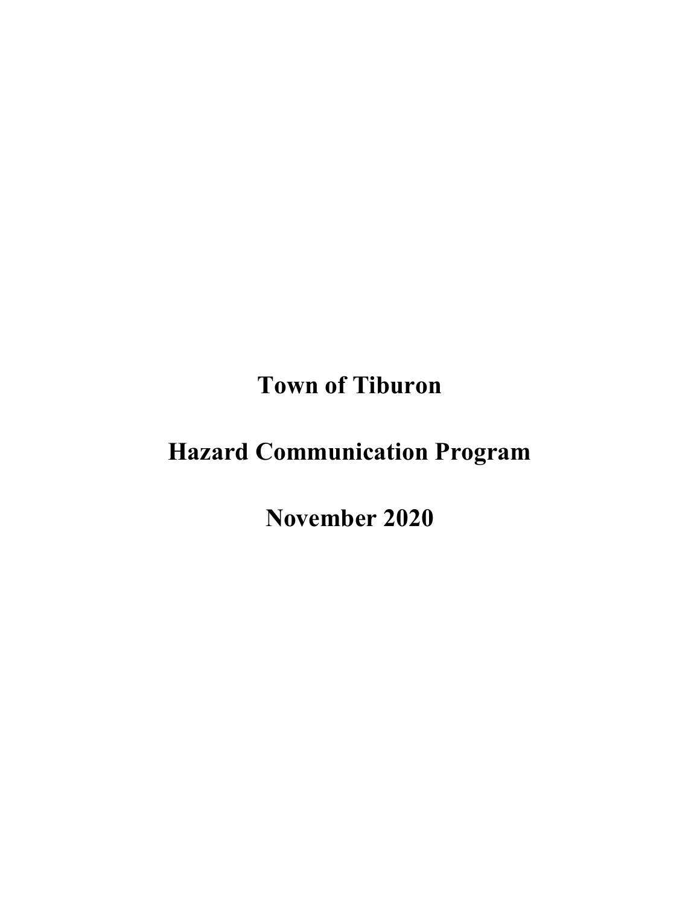# Town of Tiburon

# Hazard Communication Program

# November 2020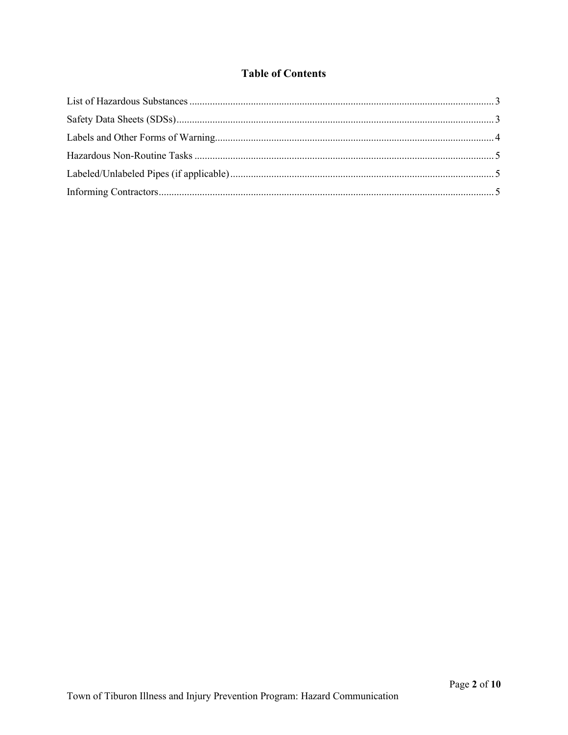## Table of Contents

List of Hazardous Substances ........................................................ 3
Safety Data Sheets (SDSs) ........................................................ 3
Labels and Other Forms of Warning ........................................................ 4
Hazardous Non-Routine Tasks ........................................................ 5
Labeled/Unlabeled Pipes (if applicable) ........................................................ 5
Informing Contractors ........................................................ 5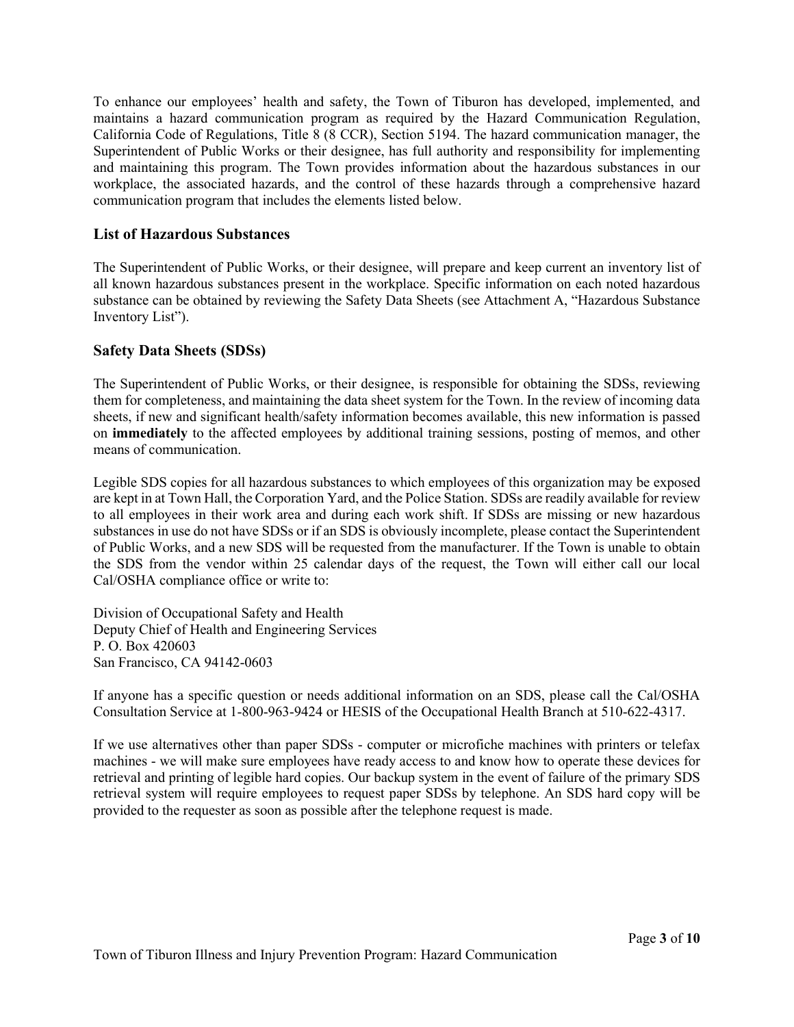To enhance our employees' health and safety, the Town of Tiburon has developed, implemented, and maintains a hazard communication program as required by the Hazard Communication Regulation, California Code of Regulations, Title 8 (8 CCR), Section 5194. The hazard communication manager, the Superintendent of Public Works or their designee, has full authority and responsibility for implementing and maintaining this program. The Town provides information about the hazardous substances in our workplace, the associated hazards, and the control of these hazards through a comprehensive hazard communication program that includes the elements listed below.

## List of Hazardous Substances

The Superintendent of Public Works, or their designee, will prepare and keep current an inventory list of all known hazardous substances present in the workplace. Specific information on each noted hazardous substance can be obtained by reviewing the Safety Data Sheets (see Attachment A, "Hazardous Substance Inventory List").

## Safety Data Sheets (SDSs)

The Superintendent of Public Works, or their designee, is responsible for obtaining the SDSs, reviewing them for completeness, and maintaining the data sheet system for the Town. In the review of incoming data sheets, if new and significant health/safety information becomes available, this new information is passed on **immediately** to the affected employees by additional training sessions, posting of memos, and other means of communication.

Legible SDS copies for all hazardous substances to which employees of this organization may be exposed are kept in at Town Hall, the Corporation Yard, and the Police Station. SDSs are readily available for review to all employees in their work area and during each work shift. If SDSs are missing or new hazardous substances in use do not have SDSs or if an SDS is obviously incomplete, please contact the Superintendent of Public Works, and a new SDS will be requested from the manufacturer. If the Town is unable to obtain the SDS from the vendor within 25 calendar days of the request, the Town will either call our local Cal/OSHA compliance office or write to:

Division of Occupational Safety and Health
Deputy Chief of Health and Engineering Services
P. O. Box 420603
San Francisco, CA 94142-0603

If anyone has a specific question or needs additional information on an SDS, please call the Cal/OSHA Consultation Service at 1-800-963-9424 or HESIS of the Occupational Health Branch at 510-622-4317.

If we use alternatives other than paper SDSs - computer or microfiche machines with printers or telefax machines - we will make sure employees have ready access to and know how to operate these devices for retrieval and printing of legible hard copies. Our backup system in the event of failure of the primary SDS retrieval system will require employees to request paper SDSs by telephone. An SDS hard copy will be provided to the requester as soon as possible after the telephone request is made.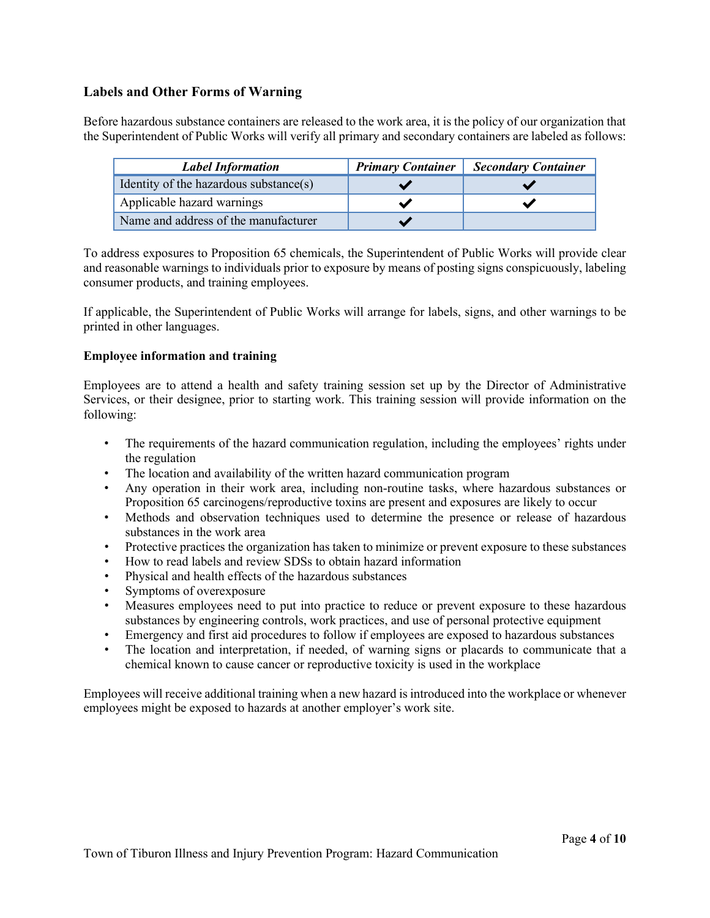## Labels and Other Forms of Warning

Before hazardous substance containers are released to the work area, it is the policy of our organization that the Superintendent of Public Works will verify all primary and secondary containers are labeled as follows:

| ***Label Information*** | ***Primary Container*** | ***Secondary Container*** |
|---|---|---|
| Identity of the hazardous substance(s) | ✔ | ✔ |
| Applicable hazard warnings | ✔ | ✔ |
| Name and address of the manufacturer | ✔ | |

To address exposures to Proposition 65 chemicals, the Superintendent of Public Works will provide clear and reasonable warnings to individuals prior to exposure by means of posting signs conspicuously, labeling consumer products, and training employees.

If applicable, the Superintendent of Public Works will arrange for labels, signs, and other warnings to be printed in other languages.

### Employee information and training

Employees are to attend a health and safety training session set up by the Director of Administrative Services, or their designee, prior to starting work. This training session will provide information on the following:

- The requirements of the hazard communication regulation, including the employees' rights under the regulation
- The location and availability of the written hazard communication program
- Any operation in their work area, including non-routine tasks, where hazardous substances or Proposition 65 carcinogens/reproductive toxins are present and exposures are likely to occur
- Methods and observation techniques used to determine the presence or release of hazardous substances in the work area
- Protective practices the organization has taken to minimize or prevent exposure to these substances
- How to read labels and review SDSs to obtain hazard information
- Physical and health effects of the hazardous substances
- Symptoms of overexposure
- Measures employees need to put into practice to reduce or prevent exposure to these hazardous substances by engineering controls, work practices, and use of personal protective equipment
- Emergency and first aid procedures to follow if employees are exposed to hazardous substances
- The location and interpretation, if needed, of warning signs or placards to communicate that a chemical known to cause cancer or reproductive toxicity is used in the workplace

Employees will receive additional training when a new hazard is introduced into the workplace or whenever employees might be exposed to hazards at another employer's work site.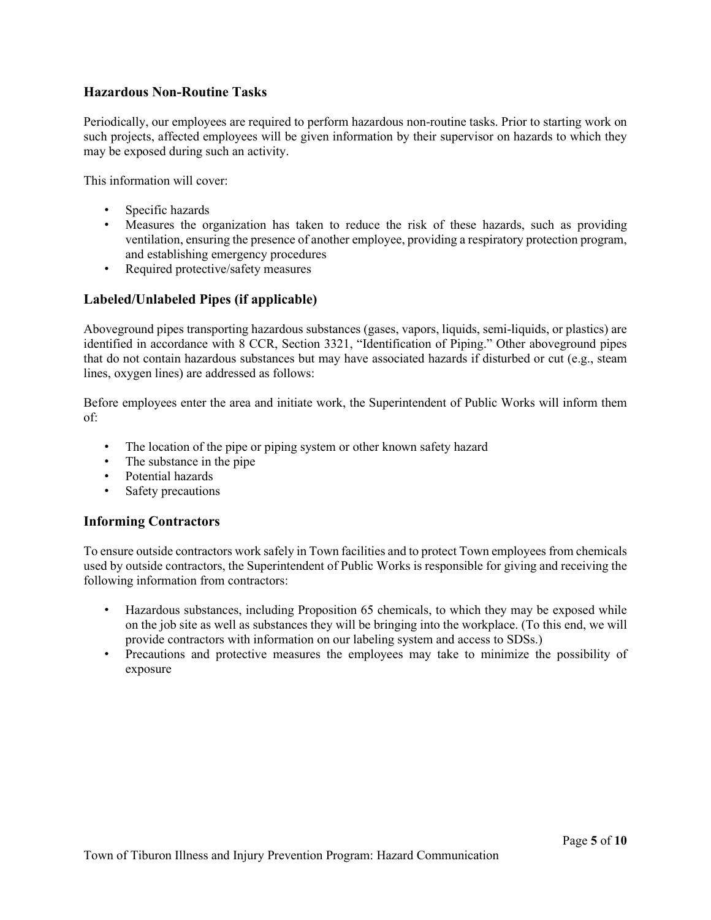## Hazardous Non-Routine Tasks

Periodically, our employees are required to perform hazardous non-routine tasks. Prior to starting work on such projects, affected employees will be given information by their supervisor on hazards to which they may be exposed during such an activity.

This information will cover:

- Specific hazards
- Measures the organization has taken to reduce the risk of these hazards, such as providing ventilation, ensuring the presence of another employee, providing a respiratory protection program, and establishing emergency procedures
- Required protective/safety measures

## Labeled/Unlabeled Pipes (if applicable)

Aboveground pipes transporting hazardous substances (gases, vapors, liquids, semi-liquids, or plastics) are identified in accordance with 8 CCR, Section 3321, "Identification of Piping." Other aboveground pipes that do not contain hazardous substances but may have associated hazards if disturbed or cut (e.g., steam lines, oxygen lines) are addressed as follows:

Before employees enter the area and initiate work, the Superintendent of Public Works will inform them of:

- The location of the pipe or piping system or other known safety hazard
- The substance in the pipe
- Potential hazards
- Safety precautions

## Informing Contractors

To ensure outside contractors work safely in Town facilities and to protect Town employees from chemicals used by outside contractors, the Superintendent of Public Works is responsible for giving and receiving the following information from contractors:

- Hazardous substances, including Proposition 65 chemicals, to which they may be exposed while on the job site as well as substances they will be bringing into the workplace. (To this end, we will provide contractors with information on our labeling system and access to SDSs.)
- Precautions and protective measures the employees may take to minimize the possibility of exposure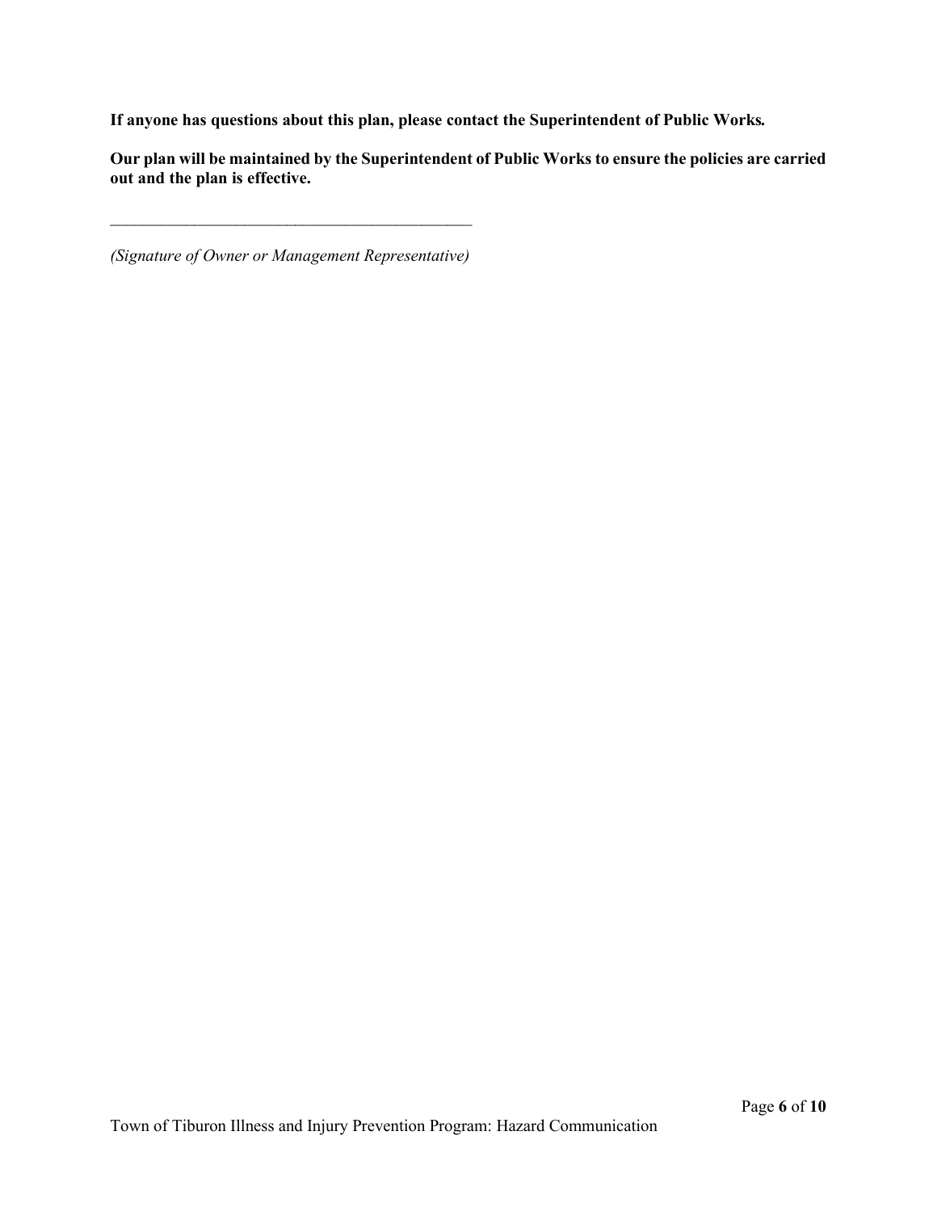**If anyone has questions about this plan, please contact the Superintendent of Public Works.**

**Our plan will be maintained by the Superintendent of Public Works to ensure the policies are carried out and the plan is effective.**

______________________________________________

*(Signature of Owner or Management Representative)*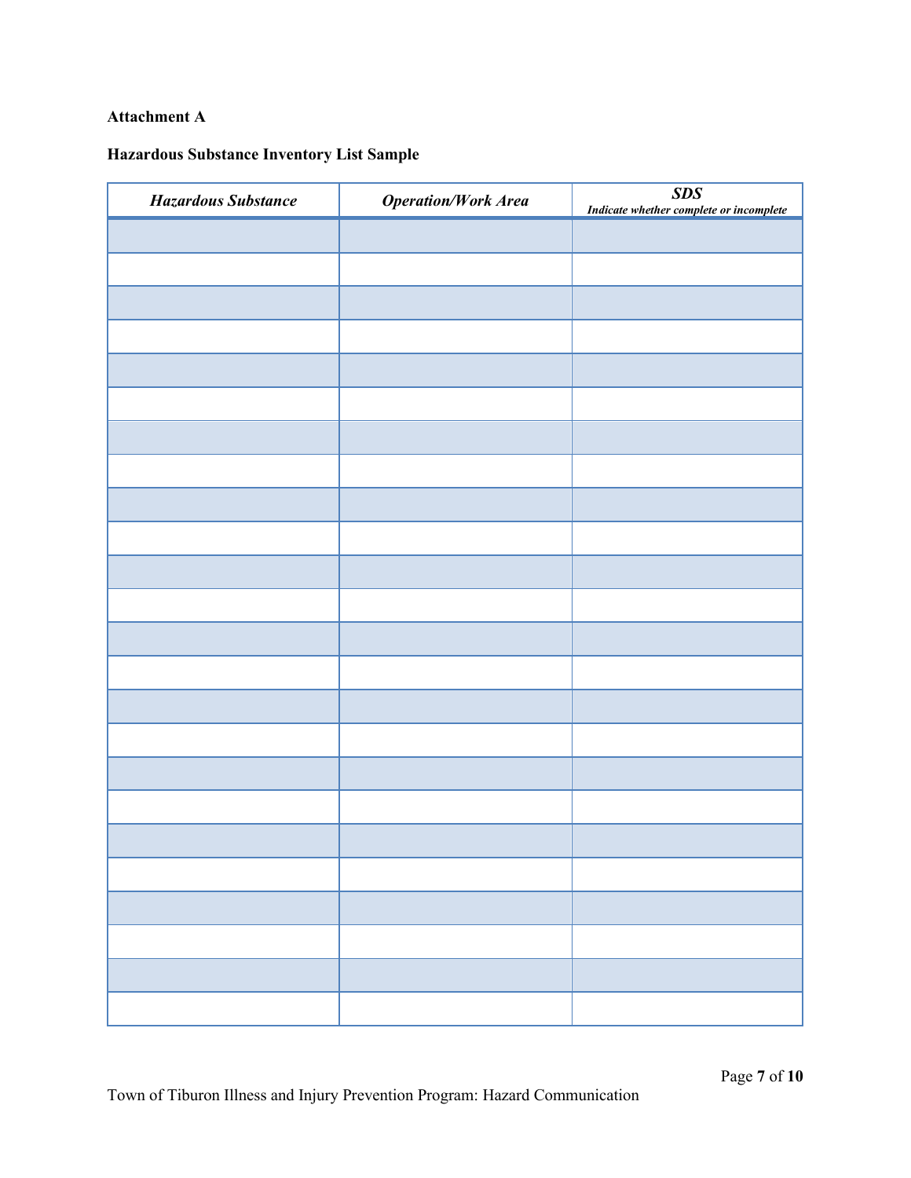**Attachment A**

**Hazardous Substance Inventory List Sample**

| *Hazardous Substance* | *Operation/Work Area* | *SDS* *Indicate whether complete or incomplete* |
|---|---|---|
| | | |
| | | |
| | | |
| | | |
| | | |
| | | |
| | | |
| | | |
| | | |
| | | |
| | | |
| | | |
| | | |
| | | |
| | | |
| | | |
| | | |
| | | |
| | | |
| | | |
| | | |
| | | |
| | | |
| | | |
| | | |

Town of Tiburon Illness and Injury Prevention Program: Hazard Communication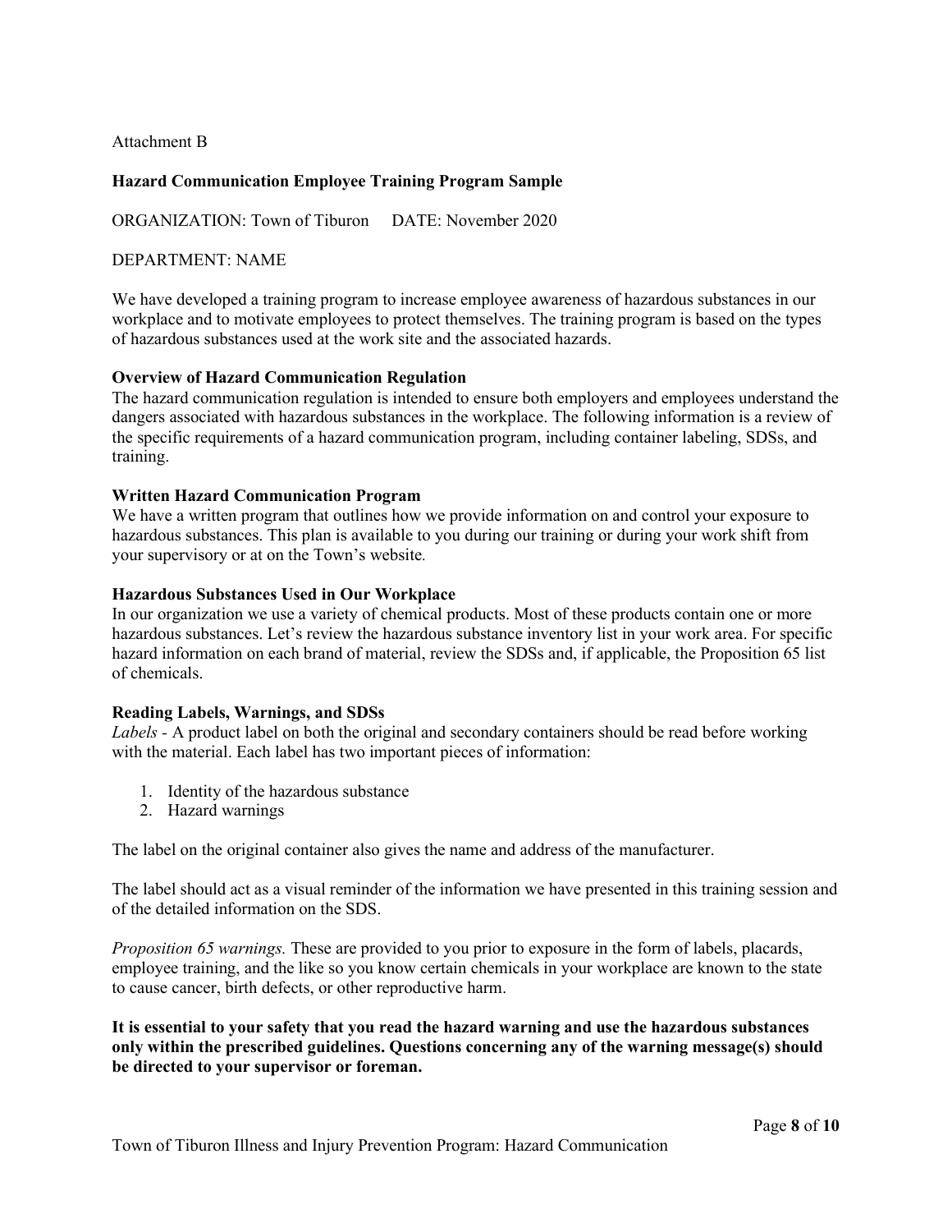Attachment B

## Hazard Communication Employee Training Program Sample

ORGANIZATION: Town of Tiburon  DATE: November 2020

DEPARTMENT: NAME

We have developed a training program to increase employee awareness of hazardous substances in our workplace and to motivate employees to protect themselves. The training program is based on the types of hazardous substances used at the work site and the associated hazards.

### Overview of Hazard Communication Regulation

The hazard communication regulation is intended to ensure both employers and employees understand the dangers associated with hazardous substances in the workplace. The following information is a review of the specific requirements of a hazard communication program, including container labeling, SDSs, and training.

### Written Hazard Communication Program

We have a written program that outlines how we provide information on and control your exposure to hazardous substances. This plan is available to you during our training or during your work shift from your supervisory or at on the Town's website.

### Hazardous Substances Used in Our Workplace

In our organization we use a variety of chemical products. Most of these products contain one or more hazardous substances. Let's review the hazardous substance inventory list in your work area. For specific hazard information on each brand of material, review the SDSs and, if applicable, the Proposition 65 list of chemicals.

### Reading Labels, Warnings, and SDSs

*Labels -* A product label on both the original and secondary containers should be read before working with the material. Each label has two important pieces of information:

1. Identity of the hazardous substance
2. Hazard warnings

The label on the original container also gives the name and address of the manufacturer.

The label should act as a visual reminder of the information we have presented in this training session and of the detailed information on the SDS.

*Proposition 65 warnings.* These are provided to you prior to exposure in the form of labels, placards, employee training, and the like so you know certain chemicals in your workplace are known to the state to cause cancer, birth defects, or other reproductive harm.

**It is essential to your safety that you read the hazard warning and use the hazardous substances only within the prescribed guidelines. Questions concerning any of the warning message(s) should be directed to your supervisor or foreman.**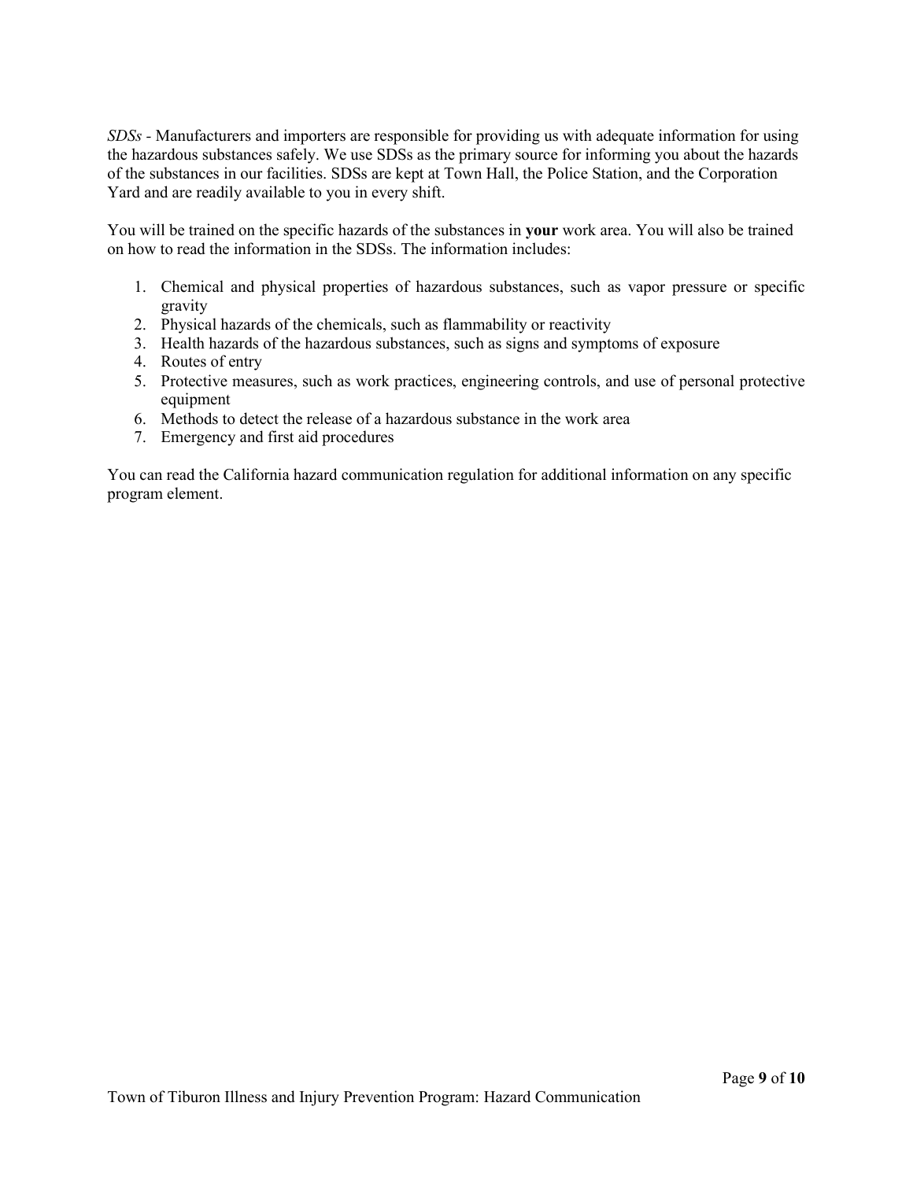*SDSs* - Manufacturers and importers are responsible for providing us with adequate information for using the hazardous substances safely. We use SDSs as the primary source for informing you about the hazards of the substances in our facilities. SDSs are kept at Town Hall, the Police Station, and the Corporation Yard and are readily available to you in every shift.

You will be trained on the specific hazards of the substances in **your** work area. You will also be trained on how to read the information in the SDSs. The information includes:

1. Chemical and physical properties of hazardous substances, such as vapor pressure or specific gravity
2. Physical hazards of the chemicals, such as flammability or reactivity
3. Health hazards of the hazardous substances, such as signs and symptoms of exposure
4. Routes of entry
5. Protective measures, such as work practices, engineering controls, and use of personal protective equipment
6. Methods to detect the release of a hazardous substance in the work area
7. Emergency and first aid procedures

You can read the California hazard communication regulation for additional information on any specific program element.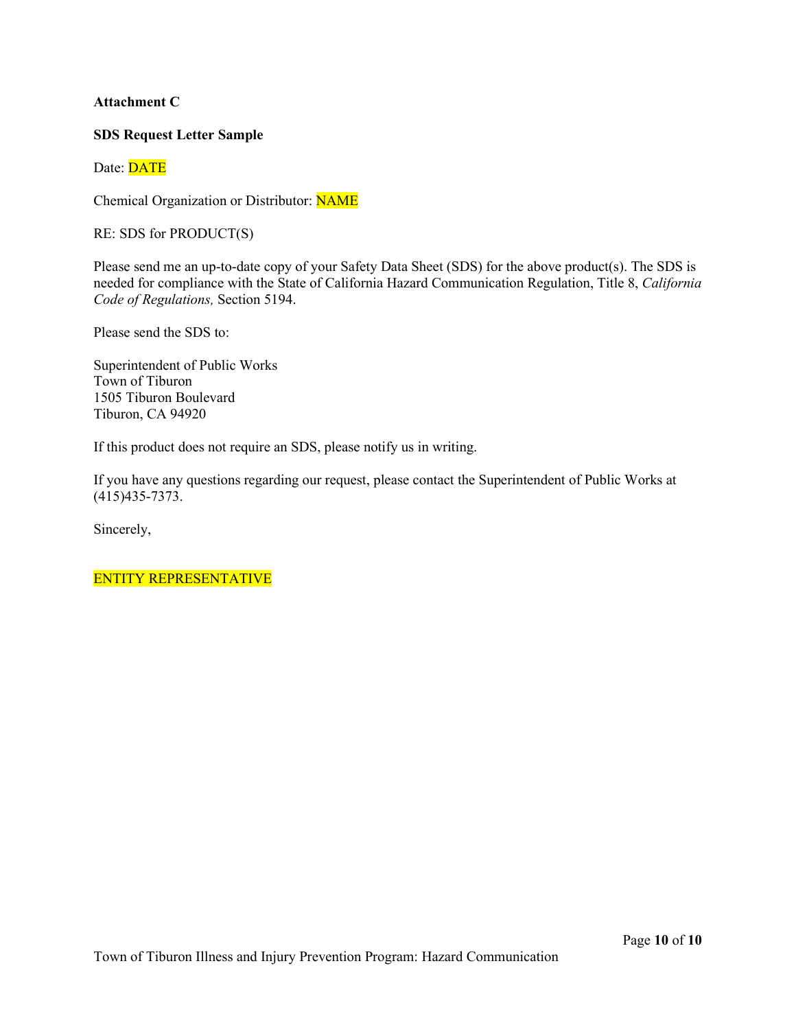**Attachment C**

**SDS Request Letter Sample**

Date: DATE

Chemical Organization or Distributor: NAME

RE: SDS for PRODUCT(S)

Please send me an up-to-date copy of your Safety Data Sheet (SDS) for the above product(s). The SDS is needed for compliance with the State of California Hazard Communication Regulation, Title 8, *California Code of Regulations,* Section 5194.

Please send the SDS to:

Superintendent of Public Works
Town of Tiburon
1505 Tiburon Boulevard
Tiburon, CA 94920

If this product does not require an SDS, please notify us in writing.

If you have any questions regarding our request, please contact the Superintendent of Public Works at (415)435-7373.

Sincerely,

ENTITY REPRESENTATIVE